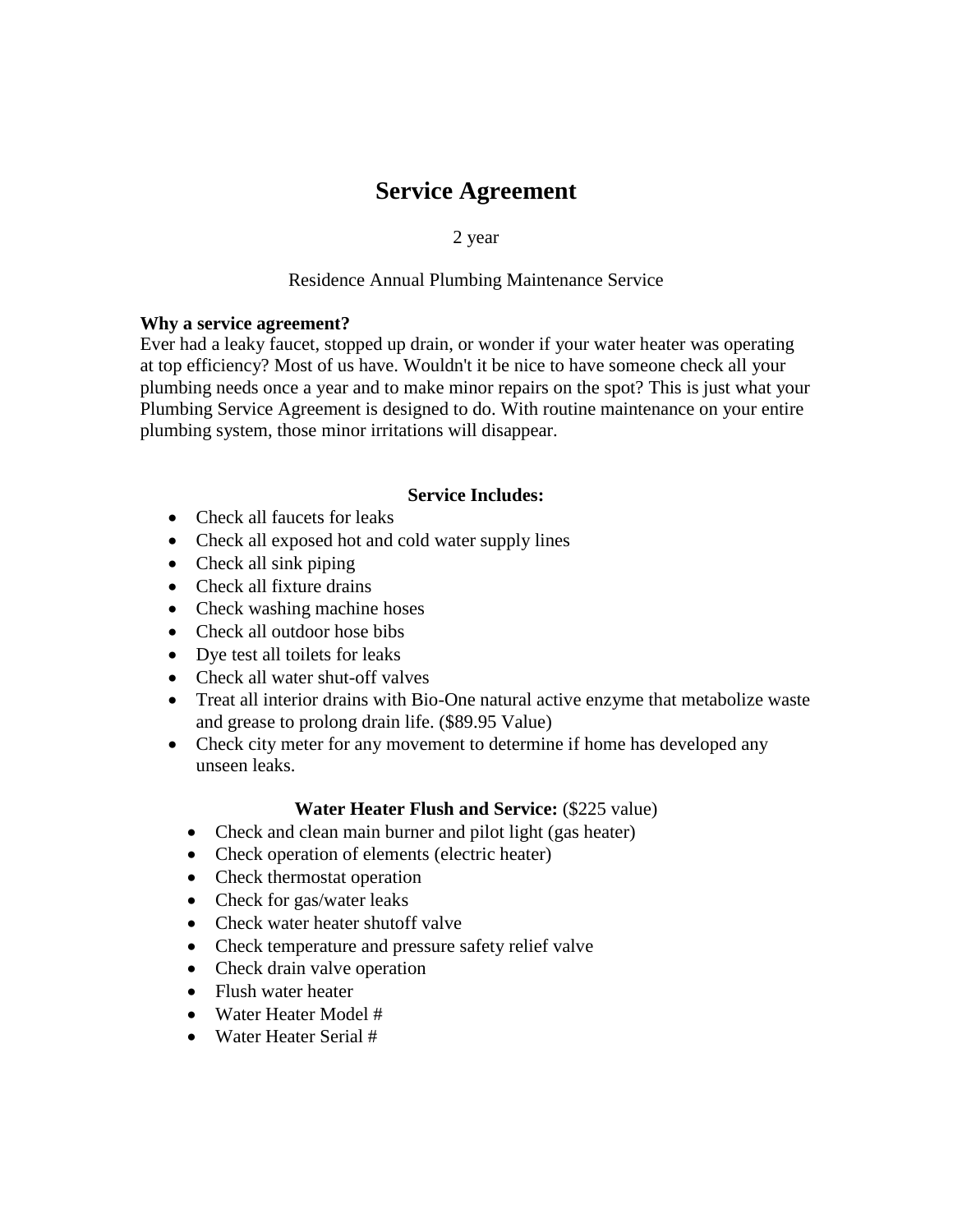# Service Agreement

2 year

Residence Annual Plumbing Maintenance Service

**Why a service agreement?**
Ever had a leaky faucet, stopped up drain, or wonder if your water heater was operating at top efficiency? Most of us have. Wouldn't it be nice to have someone check all your plumbing needs once a year and to make minor repairs on the spot? This is just what your Plumbing Service Agreement is designed to do. With routine maintenance on your entire plumbing system, those minor irritations will disappear.

**Service Includes:**

- Check all faucets for leaks
- Check all exposed hot and cold water supply lines
- Check all sink piping
- Check all fixture drains
- Check washing machine hoses
- Check all outdoor hose bibs
- Dye test all toilets for leaks
- Check all water shut-off valves
- Treat all interior drains with Bio-One natural active enzyme that metabolize waste and grease to prolong drain life. ($89.95 Value)
- Check city meter for any movement to determine if home has developed any unseen leaks.

**Water Heater Flush and Service:** ($225 value)

- Check and clean main burner and pilot light (gas heater)
- Check operation of elements (electric heater)
- Check thermostat operation
- Check for gas/water leaks
- Check water heater shutoff valve
- Check temperature and pressure safety relief valve
- Check drain valve operation
- Flush water heater
- Water Heater Model #
- Water Heater Serial #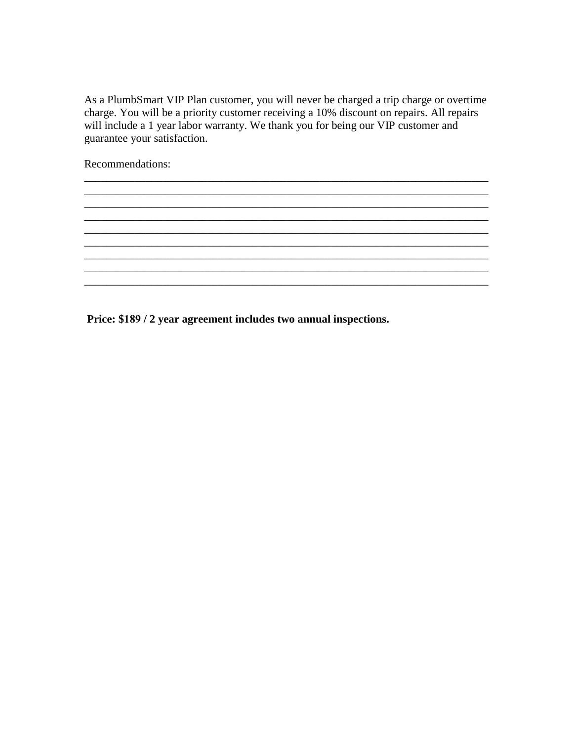As a PlumbSmart VIP Plan customer, you will never be charged a trip charge or overtime charge. You will be a priority customer receiving a 10% discount on repairs. All repairs will include a 1 year labor warranty. We thank you for being our VIP customer and guarantee your satisfaction.

Recommendations:

______________________________________________________________________________
______________________________________________________________________________
______________________________________________________________________________
______________________________________________________________________________
______________________________________________________________________________
______________________________________________________________________________
______________________________________________________________________________
______________________________________________________________________________
______________________________________________________________________________

**Price: $189 / 2 year agreement includes two annual inspections.**